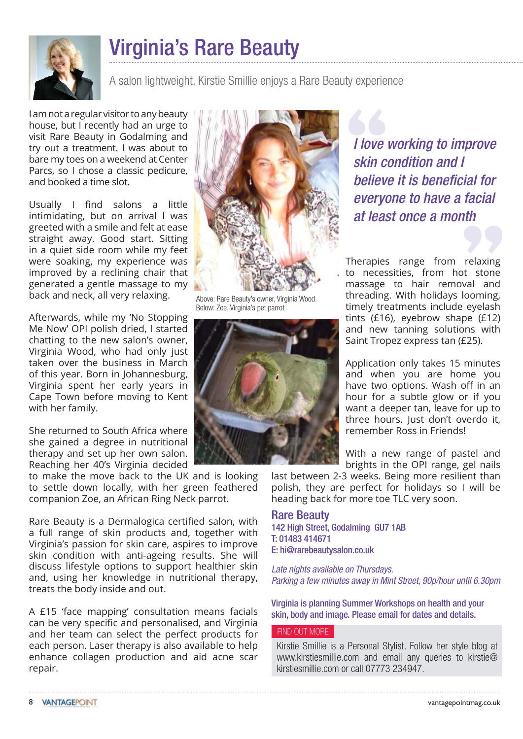# Virginia's Rare Beauty

A salon lightweight, Kirstie Smillie enjoys a Rare Beauty experience

I am not a regular visitor to any beauty house, but I recently had an urge to visit Rare Beauty in Godalming and try out a treatment. I was about to bare my toes on a weekend at Center Parcs, so I chose a classic pedicure, and booked a time slot.

Usually I find salons a little intimidating, but on arrival I was greeted with a smile and felt at ease straight away. Good start. Sitting in a quiet side room while my feet were soaking, my experience was improved by a reclining chair that generated a gentle massage to my back and neck, all very relaxing.

Afterwards, while my 'No Stopping Me Now' OPI polish dried, I started chatting to the new salon's owner, Virginia Wood, who had only just taken over the business in March of this year. Born in Johannesburg, Virginia spent her early years in Cape Town before moving to Kent with her family.

She returned to South Africa where she gained a degree in nutritional therapy and set up her own salon. Reaching her 40's Virginia decided to make the move back to the UK and is looking to settle down locally, with her green feathered companion Zoe, an African Ring Neck parrot.

Rare Beauty is a Dermalogica certified salon, with a full range of skin products and, together with Virginia's passion for skin care, aspires to improve skin condition with anti-ageing results. She will discuss lifestyle options to support healthier skin and, using her knowledge in nutritional therapy, treats the body inside and out.

A £15 'face mapping' consultation means facials can be very specific and personalised, and Virginia and her team can select the perfect products for each person. Laser therapy is also available to help enhance collagen production and aid acne scar repair.

Above: Rare Beauty's owner, Virginia Wood.
Below: Zoe, Virginia's pet parrot

> *I love working to improve skin condition and I believe it is beneficial for everyone to have a facial at least once a month*

Therapies range from relaxing to necessities, from hot stone massage to hair removal and threading. With holidays looming, timely treatments include eyelash tints (£16), eyebrow shape (£12) and new tanning solutions with Saint Tropez express tan (£25).

Application only takes 15 minutes and when you are home you have two options. Wash off in an hour for a subtle glow or if you want a deeper tan, leave for up to three hours. Just don't overdo it, remember Ross in Friends!

With a new range of pastel and brights in the OPI range, gel nails last between 2-3 weeks. Being more resilient than polish, they are perfect for holidays so I will be heading back for more toe TLC very soon.

## Rare Beauty

142 High Street, Godalming GU7 1AB
T: 01483 414671
E: hi@rarebeautysalon.co.uk

*Late nights available on Thursdays.*
*Parking a few minutes away in Mint Street, 90p/hour until 6.30pm*

Virginia is planning Summer Workshops on health and your skin, body and image. Please email for dates and details.

FIND OUT MORE

Kirstie Smillie is a Personal Stylist. Follow her style blog at www.kirstiesmillie.com and email any queries to kirstie@kirstiesmillie.com or call 07773 234947.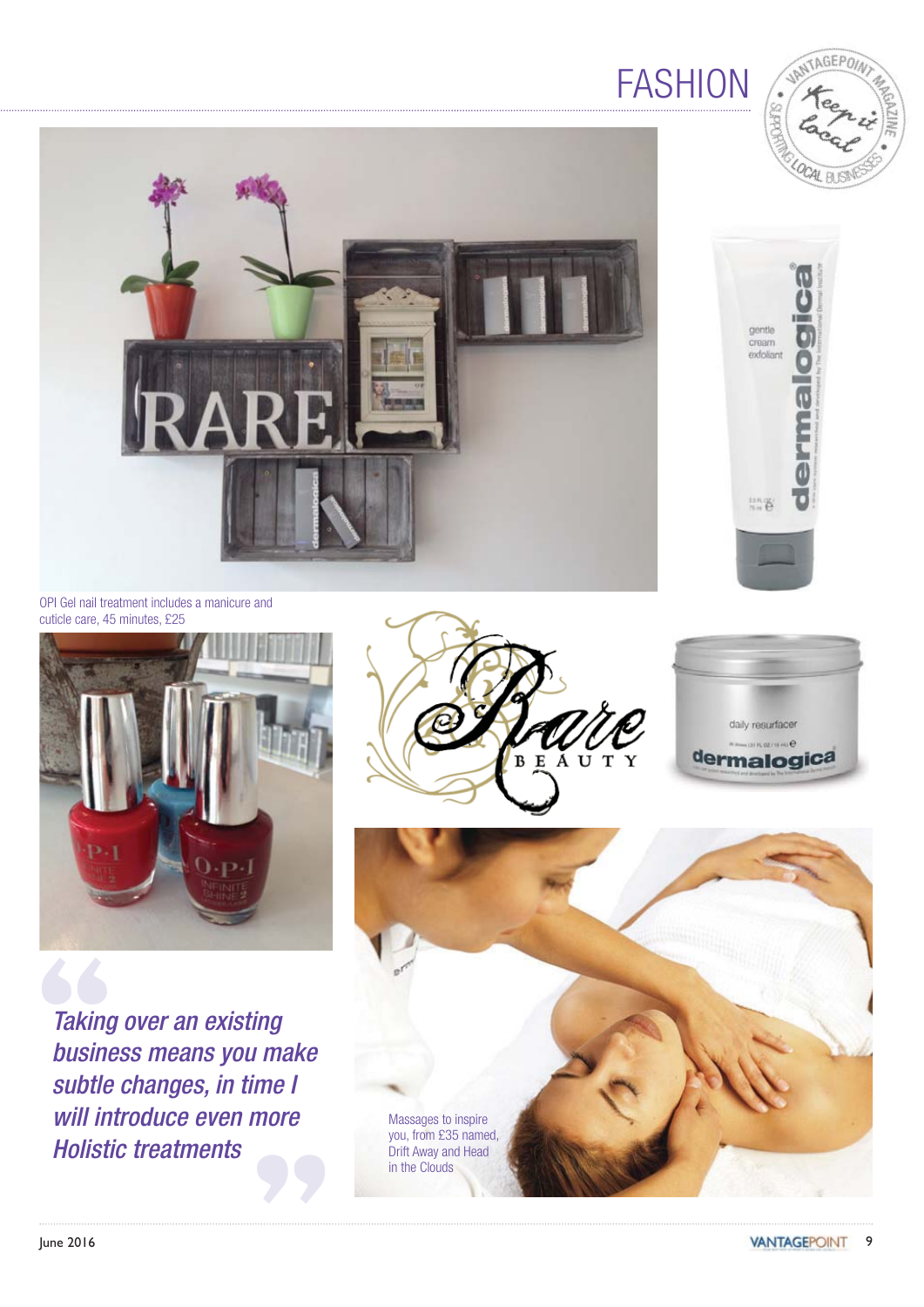# FASHION

OPI Gel nail treatment includes a manicure and cuticle care, 45 minutes, £25

> *Taking over an existing business means you make subtle changes, in time I will introduce even more Holistic treatments*

Massages to inspire you, from £35 named, Drift Away and Head in the Clouds